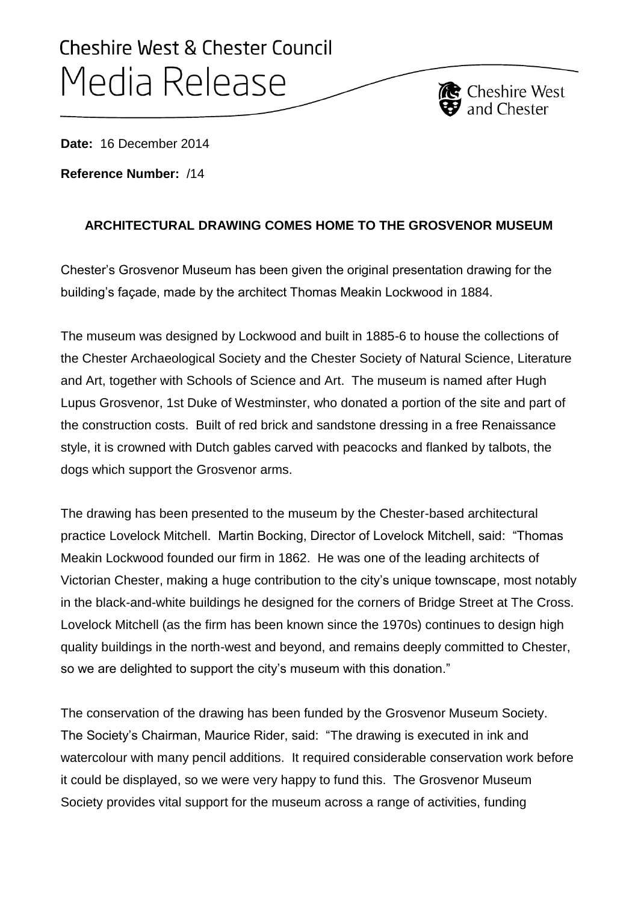# Cheshire West & Chester Council

## Media Release

Cheshire West and Chester

**Date:** 16 December 2014

**Reference Number:** /14

**ARCHITECTURAL DRAWING COMES HOME TO THE GROSVENOR MUSEUM**

Chester's Grosvenor Museum has been given the original presentation drawing for the building's façade, made by the architect Thomas Meakin Lockwood in 1884.

The museum was designed by Lockwood and built in 1885-6 to house the collections of the Chester Archaeological Society and the Chester Society of Natural Science, Literature and Art, together with Schools of Science and Art. The museum is named after Hugh Lupus Grosvenor, 1st Duke of Westminster, who donated a portion of the site and part of the construction costs. Built of red brick and sandstone dressing in a free Renaissance style, it is crowned with Dutch gables carved with peacocks and flanked by talbots, the dogs which support the Grosvenor arms.

The drawing has been presented to the museum by the Chester-based architectural practice Lovelock Mitchell. Martin Bocking, Director of Lovelock Mitchell, said: "Thomas Meakin Lockwood founded our firm in 1862. He was one of the leading architects of Victorian Chester, making a huge contribution to the city's unique townscape, most notably in the black-and-white buildings he designed for the corners of Bridge Street at The Cross. Lovelock Mitchell (as the firm has been known since the 1970s) continues to design high quality buildings in the north-west and beyond, and remains deeply committed to Chester, so we are delighted to support the city's museum with this donation."

The conservation of the drawing has been funded by the Grosvenor Museum Society. The Society's Chairman, Maurice Rider, said: "The drawing is executed in ink and watercolour with many pencil additions. It required considerable conservation work before it could be displayed, so we were very happy to fund this. The Grosvenor Museum Society provides vital support for the museum across a range of activities, funding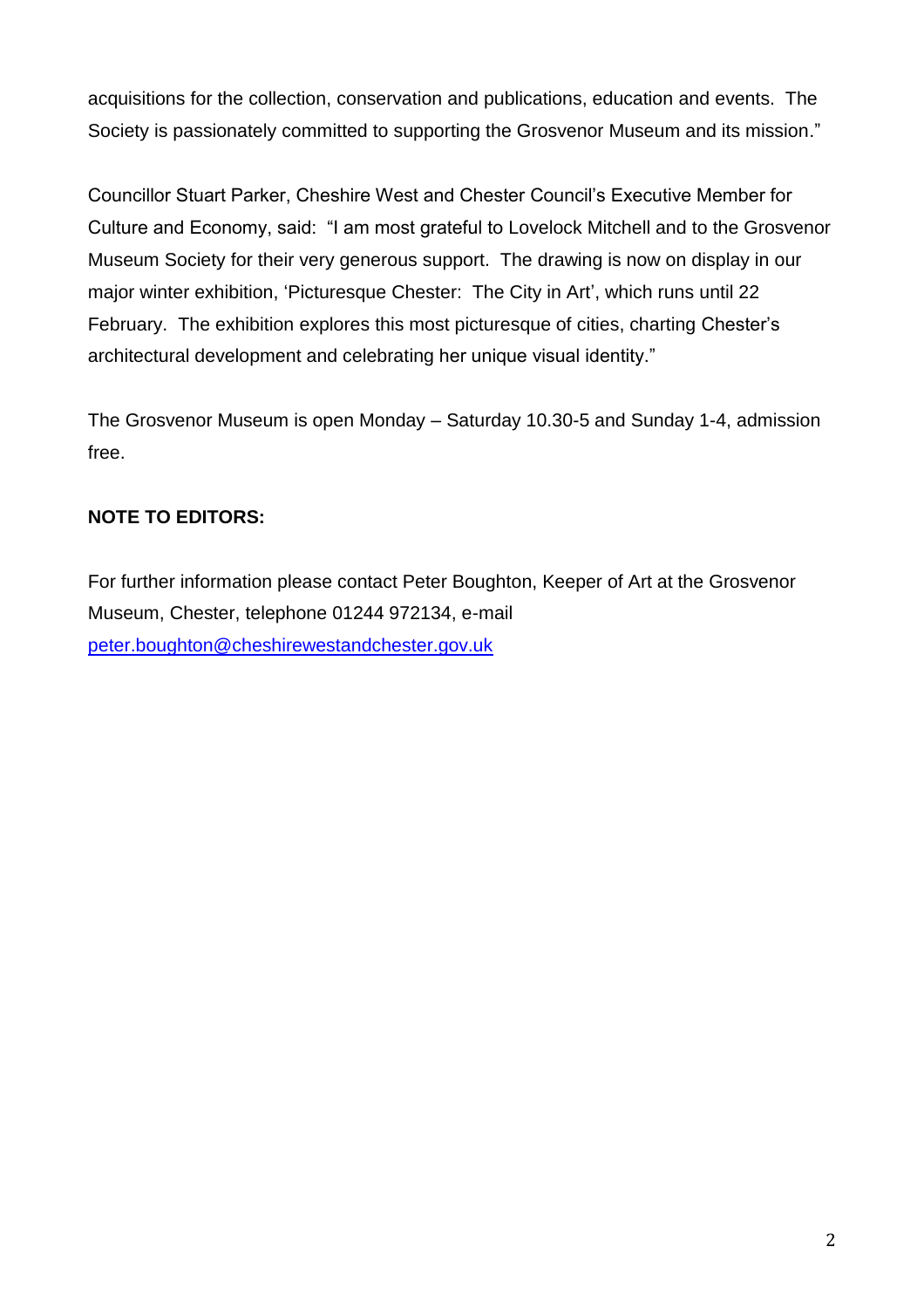acquisitions for the collection, conservation and publications, education and events. The Society is passionately committed to supporting the Grosvenor Museum and its mission."

Councillor Stuart Parker, Cheshire West and Chester Council's Executive Member for Culture and Economy, said: "I am most grateful to Lovelock Mitchell and to the Grosvenor Museum Society for their very generous support. The drawing is now on display in our major winter exhibition, 'Picturesque Chester: The City in Art', which runs until 22 February. The exhibition explores this most picturesque of cities, charting Chester's architectural development and celebrating her unique visual identity."

The Grosvenor Museum is open Monday – Saturday 10.30-5 and Sunday 1-4, admission free.

**NOTE TO EDITORS:**

For further information please contact Peter Boughton, Keeper of Art at the Grosvenor Museum, Chester, telephone 01244 972134, e-mail [peter.boughton@cheshirewestandchester.gov.uk](mailto:peter.boughton@cheshirewestandchester.gov.uk)